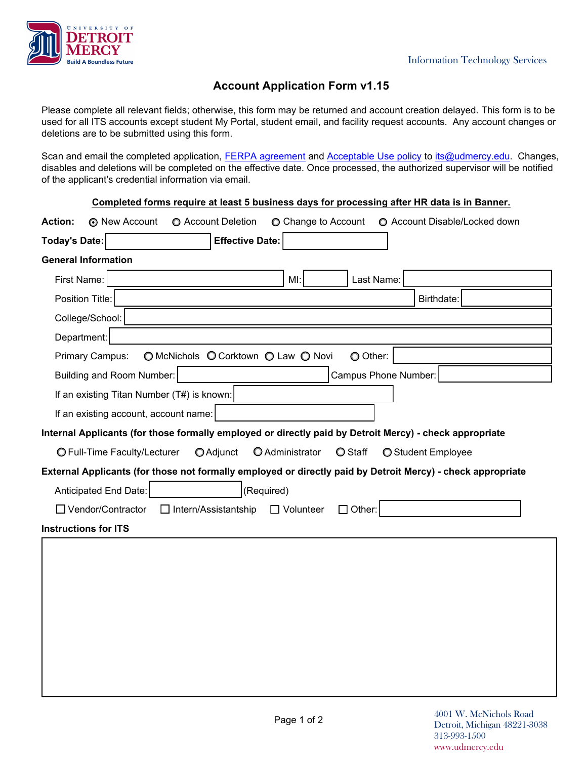UNIVERSITY OF DETROIT MERCY
Build A Boundless Future

Information Technology Services

# Account Application Form v1.15

Please complete all relevant fields; otherwise, this form may be returned and account creation delayed. This form is to be used for all ITS accounts except student My Portal, student email, and facility request accounts. Any account changes or deletions are to be submitted using this form.

Scan and email the completed application, [FERPA agreement] and [Acceptable Use policy] to its@udmercy.edu. Changes, disables and deletions will be completed on the effective date. Once processed, the authorized supervisor will be notified of the applicant's credential information via email.

**Completed forms require at least 5 business days for processing after HR data is in Banner.**

**Action:** (•) New Account ( ) Account Deletion ( ) Change to Account ( ) Account Disable/Locked down

**Today's Date:** ____________ **Effective Date:** ____________

**General Information**

First Name: ____________ MI: ____ Last Name: ____________

Position Title: ____________ Birthdate: ____________

College/School: ____________

Department: ____________

Primary Campus: ( ) McNichols ( ) Corktown ( ) Law ( ) Novi ( ) Other: ____________

Building and Room Number: ____________ Campus Phone Number: ____________

If an existing Titan Number (T#) is known: ____________

If an existing account, account name: ____________

**Internal Applicants (for those formally employed or directly paid by Detroit Mercy) - check appropriate**

( ) Full-Time Faculty/Lecturer ( ) Adjunct ( ) Administrator ( ) Staff ( ) Student Employee

**External Applicants (for those not formally employed or directly paid by Detroit Mercy) - check appropriate**

Anticipated End Date: ____________ (Required)

☐ Vendor/Contractor ☐ Intern/Assistantship ☐ Volunteer ☐ Other: ____________

**Instructions for ITS**

4001 W. McNichols Road
Detroit, Michigan 48221-3038
313-993-1500
www.udmercy.edu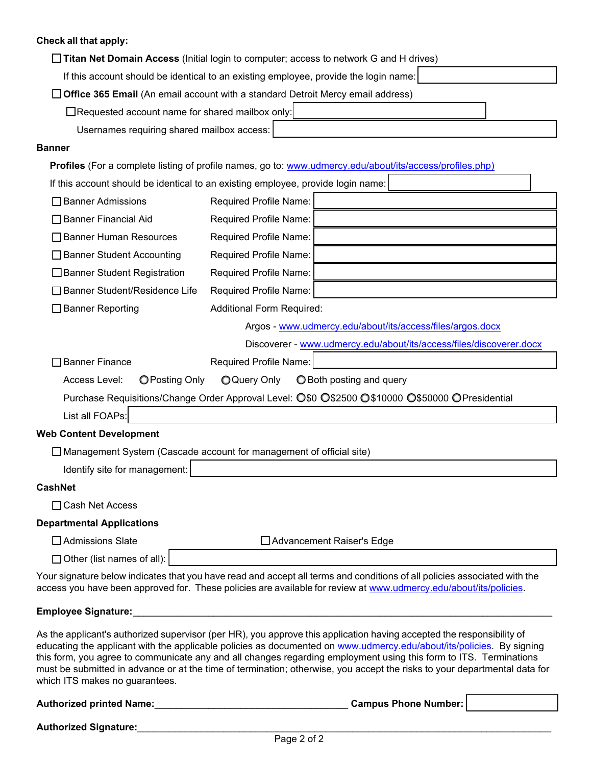**Check all that apply:**

☐ **Titan Net Domain Access** (Initial login to computer; access to network G and H drives)

If this account should be identical to an existing employee, provide the login name: \_\_\_\_\_\_\_\_\_\_

☐ **Office 365 Email** (An email account with a standard Detroit Mercy email address)

☐ Requested account name for shared mailbox only: \_\_\_\_\_\_\_\_\_\_

Usernames requiring shared mailbox access: \_\_\_\_\_\_\_\_\_\_

**Banner**

**Profiles** (For a complete listing of profile names, go to: www.udmercy.edu/about/its/access/profiles.php)

If this account should be identical to an existing employee, provide login name: \_\_\_\_\_\_\_\_\_\_

| | |
|---|---|
| ☐ Banner Admissions | Required Profile Name: |
| ☐ Banner Financial Aid | Required Profile Name: |
| ☐ Banner Human Resources | Required Profile Name: |
| ☐ Banner Student Accounting | Required Profile Name: |
| ☐ Banner Student Registration | Required Profile Name: |
| ☐ Banner Student/Residence Life | Required Profile Name: |
| ☐ Banner Reporting | Additional Form Required: |

Argos - www.udmercy.edu/about/its/access/files/argos.docx

Discoverer - www.udmercy.edu/about/its/access/files/discoverer.docx

☐ Banner Finance    Required Profile Name: \_\_\_\_\_\_\_\_\_\_

Access Level: ○ Posting Only ○ Query Only ○ Both posting and query

Purchase Requisitions/Change Order Approval Level: ○ $0 ○ $2500 ○ $10000 ○ $50000 ○ Presidential

List all FOAPs: \_\_\_\_\_\_\_\_\_\_

**Web Content Development**

☐ Management System (Cascade account for management of official site)

Identify site for management: \_\_\_\_\_\_\_\_\_\_

**CashNet**

☐ Cash Net Access

**Departmental Applications**

☐ Admissions Slate    ☐ Advancement Raiser's Edge

☐ Other (list names of all): \_\_\_\_\_\_\_\_\_\_

Your signature below indicates that you have read and accept all terms and conditions of all policies associated with the access you have been approved for. These policies are available for review at www.udmercy.edu/about/its/policies.

**Employee Signature:**\_\_\_\_\_\_\_\_\_\_\_\_\_\_\_\_\_\_\_\_\_\_\_\_\_\_\_\_\_\_\_\_\_\_\_\_\_\_\_\_

As the applicant's authorized supervisor (per HR), you approve this application having accepted the responsibility of educating the applicant with the applicable policies as documented on www.udmercy.edu/about/its/policies. By signing this form, you agree to communicate any and all changes regarding employment using this form to ITS. Terminations must be submitted in advance or at the time of termination; otherwise, you accept the risks to your departmental data for which ITS makes no guarantees.

**Authorized printed Name:**\_\_\_\_\_\_\_\_\_\_\_\_\_\_\_\_\_\_\_\_\_\_\_\_\_\_\_\_ **Campus Phone Number:** \_\_\_\_\_\_\_\_\_\_

**Authorized Signature:**\_\_\_\_\_\_\_\_\_\_\_\_\_\_\_\_\_\_\_\_\_\_\_\_\_\_\_\_\_\_\_\_\_\_\_\_\_\_\_\_